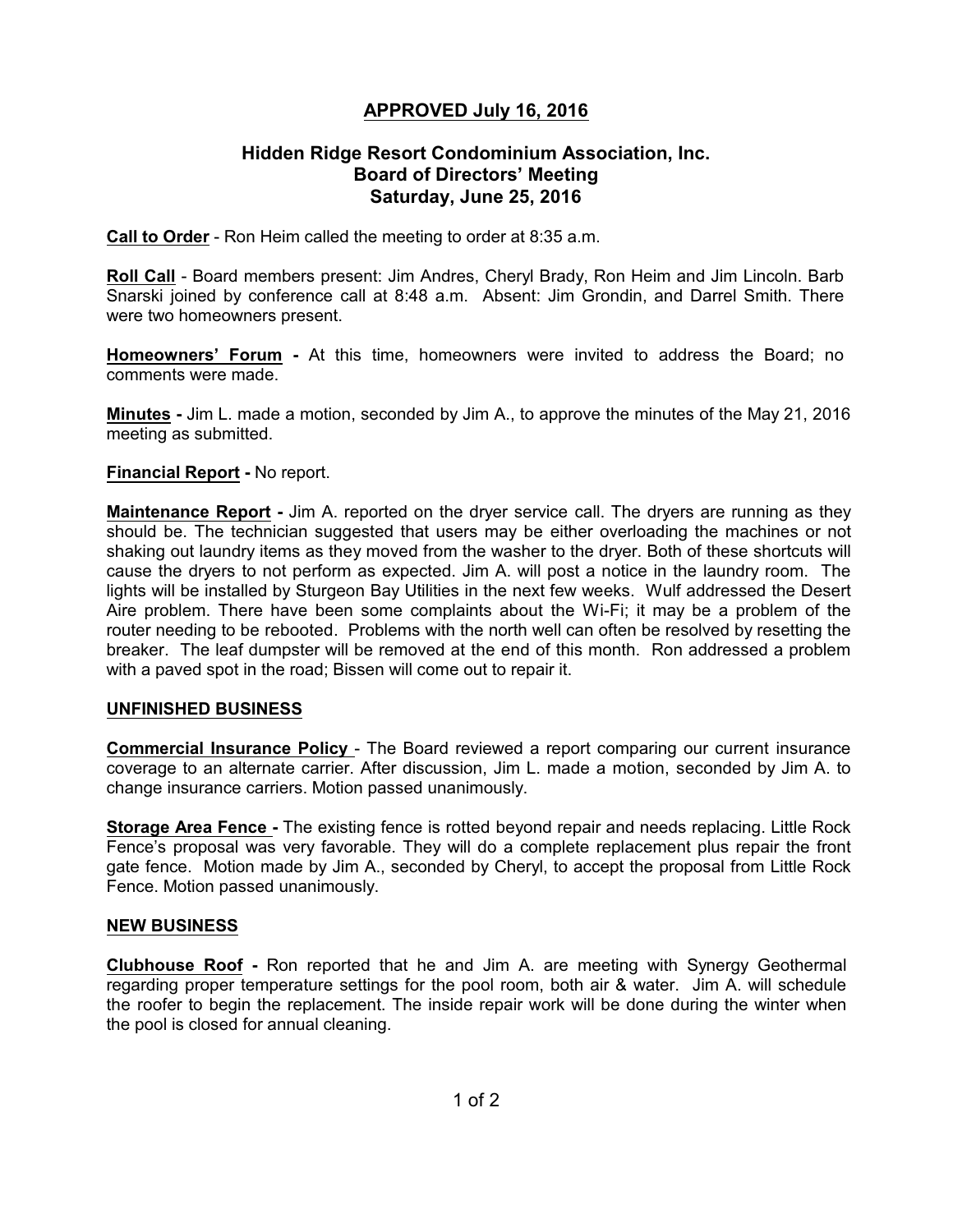# APPROVED July 16, 2016

## Hidden Ridge Resort Condominium Association, Inc.
## Board of Directors' Meeting
## Saturday, June 25, 2016

**Call to Order** - Ron Heim called the meeting to order at 8:35 a.m.

**Roll Call** - Board members present: Jim Andres, Cheryl Brady, Ron Heim and Jim Lincoln. Barb Snarski joined by conference call at 8:48 a.m. Absent: Jim Grondin, and Darrel Smith. There were two homeowners present.

**Homeowners' Forum -** At this time, homeowners were invited to address the Board; no comments were made.

**Minutes -** Jim L. made a motion, seconded by Jim A., to approve the minutes of the May 21, 2016 meeting as submitted.

**Financial Report -** No report.

**Maintenance Report -** Jim A. reported on the dryer service call. The dryers are running as they should be. The technician suggested that users may be either overloading the machines or not shaking out laundry items as they moved from the washer to the dryer. Both of these shortcuts will cause the dryers to not perform as expected. Jim A. will post a notice in the laundry room. The lights will be installed by Sturgeon Bay Utilities in the next few weeks. Wulf addressed the Desert Aire problem. There have been some complaints about the Wi-Fi; it may be a problem of the router needing to be rebooted. Problems with the north well can often be resolved by resetting the breaker. The leaf dumpster will be removed at the end of this month. Ron addressed a problem with a paved spot in the road; Bissen will come out to repair it.

## UNFINISHED BUSINESS

**Commercial Insurance Policy** - The Board reviewed a report comparing our current insurance coverage to an alternate carrier. After discussion, Jim L. made a motion, seconded by Jim A. to change insurance carriers. Motion passed unanimously.

**Storage Area Fence -** The existing fence is rotted beyond repair and needs replacing. Little Rock Fence's proposal was very favorable. They will do a complete replacement plus repair the front gate fence. Motion made by Jim A., seconded by Cheryl, to accept the proposal from Little Rock Fence. Motion passed unanimously.

## NEW BUSINESS

**Clubhouse Roof -** Ron reported that he and Jim A. are meeting with Synergy Geothermal regarding proper temperature settings for the pool room, both air & water. Jim A. will schedule the roofer to begin the replacement. The inside repair work will be done during the winter when the pool is closed for annual cleaning.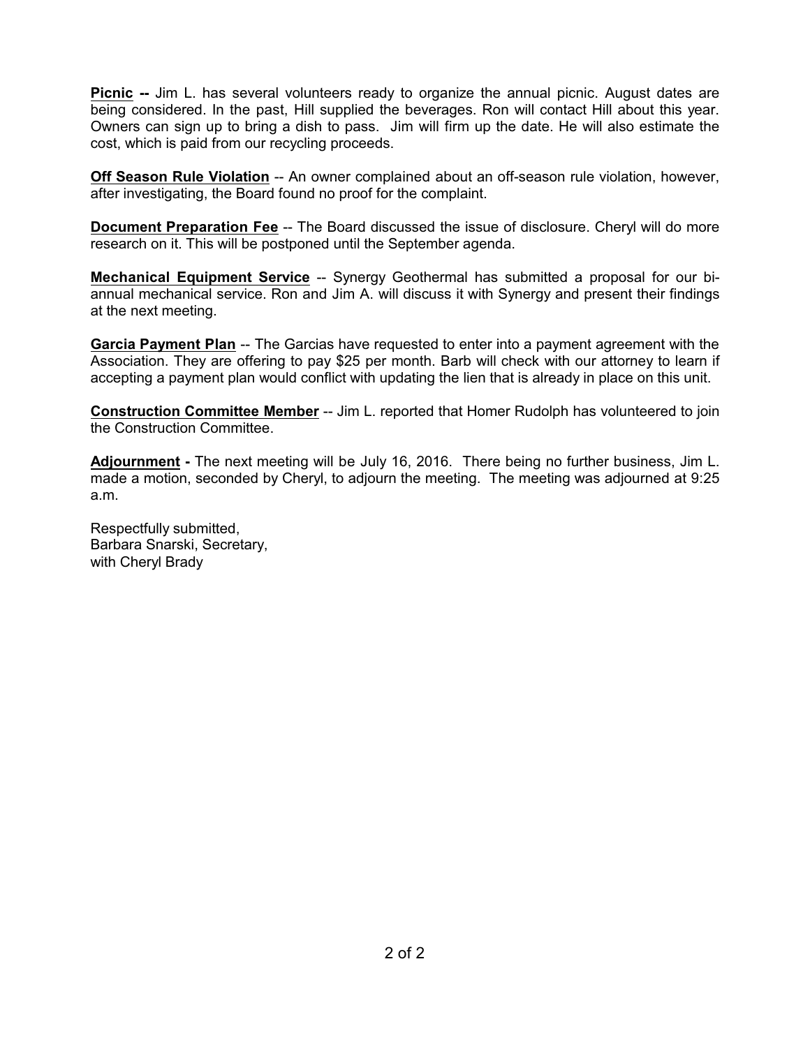**Picnic --** Jim L. has several volunteers ready to organize the annual picnic. August dates are being considered. In the past, Hill supplied the beverages. Ron will contact Hill about this year. Owners can sign up to bring a dish to pass. Jim will firm up the date. He will also estimate the cost, which is paid from our recycling proceeds.

**Off Season Rule Violation** -- An owner complained about an off-season rule violation, however, after investigating, the Board found no proof for the complaint.

**Document Preparation Fee** -- The Board discussed the issue of disclosure. Cheryl will do more research on it. This will be postponed until the September agenda.

**Mechanical Equipment Service** -- Synergy Geothermal has submitted a proposal for our bi-annual mechanical service. Ron and Jim A. will discuss it with Synergy and present their findings at the next meeting.

**Garcia Payment Plan** -- The Garcias have requested to enter into a payment agreement with the Association. They are offering to pay $25 per month. Barb will check with our attorney to learn if accepting a payment plan would conflict with updating the lien that is already in place on this unit.

**Construction Committee Member** -- Jim L. reported that Homer Rudolph has volunteered to join the Construction Committee.

**Adjournment -** The next meeting will be July 16, 2016. There being no further business, Jim L. made a motion, seconded by Cheryl, to adjourn the meeting. The meeting was adjourned at 9:25 a.m.

Respectfully submitted,
Barbara Snarski, Secretary,
with Cheryl Brady